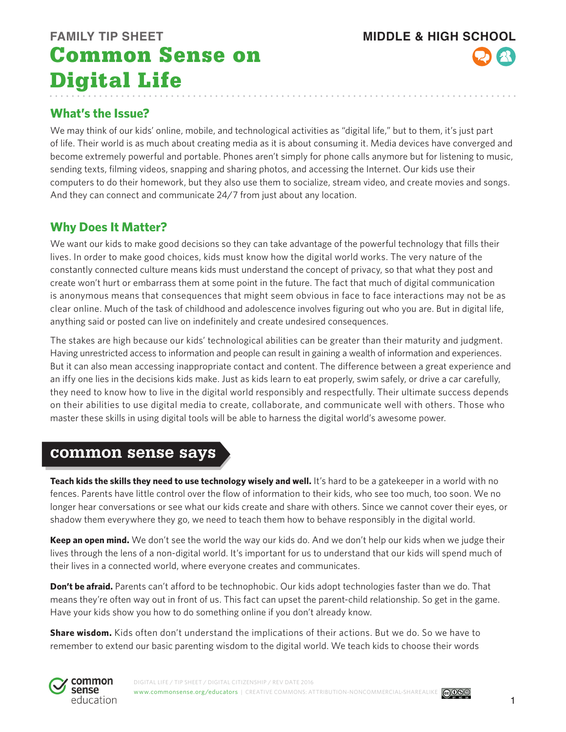FAMILY TIP SHEET

MIDDLE & HIGH SCHOOL

# Common Sense on Digital Life

## What's the Issue?

We may think of our kids' online, mobile, and technological activities as "digital life," but to them, it's just part of life. Their world is as much about creating media as it is about consuming it. Media devices have converged and become extremely powerful and portable. Phones aren't simply for phone calls anymore but for listening to music, sending texts, filming videos, snapping and sharing photos, and accessing the Internet. Our kids use their computers to do their homework, but they also use them to socialize, stream video, and create movies and songs. And they can connect and communicate 24/7 from just about any location.

## Why Does It Matter?

We want our kids to make good decisions so they can take advantage of the powerful technology that fills their lives. In order to make good choices, kids must know how the digital world works. The very nature of the constantly connected culture means kids must understand the concept of privacy, so that what they post and create won't hurt or embarrass them at some point in the future. The fact that much of digital communication is anonymous means that consequences that might seem obvious in face to face interactions may not be as clear online. Much of the task of childhood and adolescence involves figuring out who you are. But in digital life, anything said or posted can live on indefinitely and create undesired consequences.

The stakes are high because our kids' technological abilities can be greater than their maturity and judgment. Having unrestricted access to information and people can result in gaining a wealth of information and experiences. But it can also mean accessing inappropriate contact and content. The difference between a great experience and an iffy one lies in the decisions kids make. Just as kids learn to eat properly, swim safely, or drive a car carefully, they need to know how to live in the digital world responsibly and respectfully. Their ultimate success depends on their abilities to use digital media to create, collaborate, and communicate well with others. Those who master these skills in using digital tools will be able to harness the digital world's awesome power.

## common sense says

**Teach kids the skills they need to use technology wisely and well.** It's hard to be a gatekeeper in a world with no fences. Parents have little control over the flow of information to their kids, who see too much, too soon. We no longer hear conversations or see what our kids create and share with others. Since we cannot cover their eyes, or shadow them everywhere they go, we need to teach them how to behave responsibly in the digital world.

**Keep an open mind.** We don't see the world the way our kids do. And we don't help our kids when we judge their lives through the lens of a non-digital world. It's important for us to understand that our kids will spend much of their lives in a connected world, where everyone creates and communicates.

**Don't be afraid.** Parents can't afford to be technophobic. Our kids adopt technologies faster than we do. That means they're often way out in front of us. This fact can upset the parent-child relationship. So get in the game. Have your kids show you how to do something online if you don't already know.

**Share wisdom.** Kids often don't understand the implications of their actions. But we do. So we have to remember to extend our basic parenting wisdom to the digital world. We teach kids to choose their words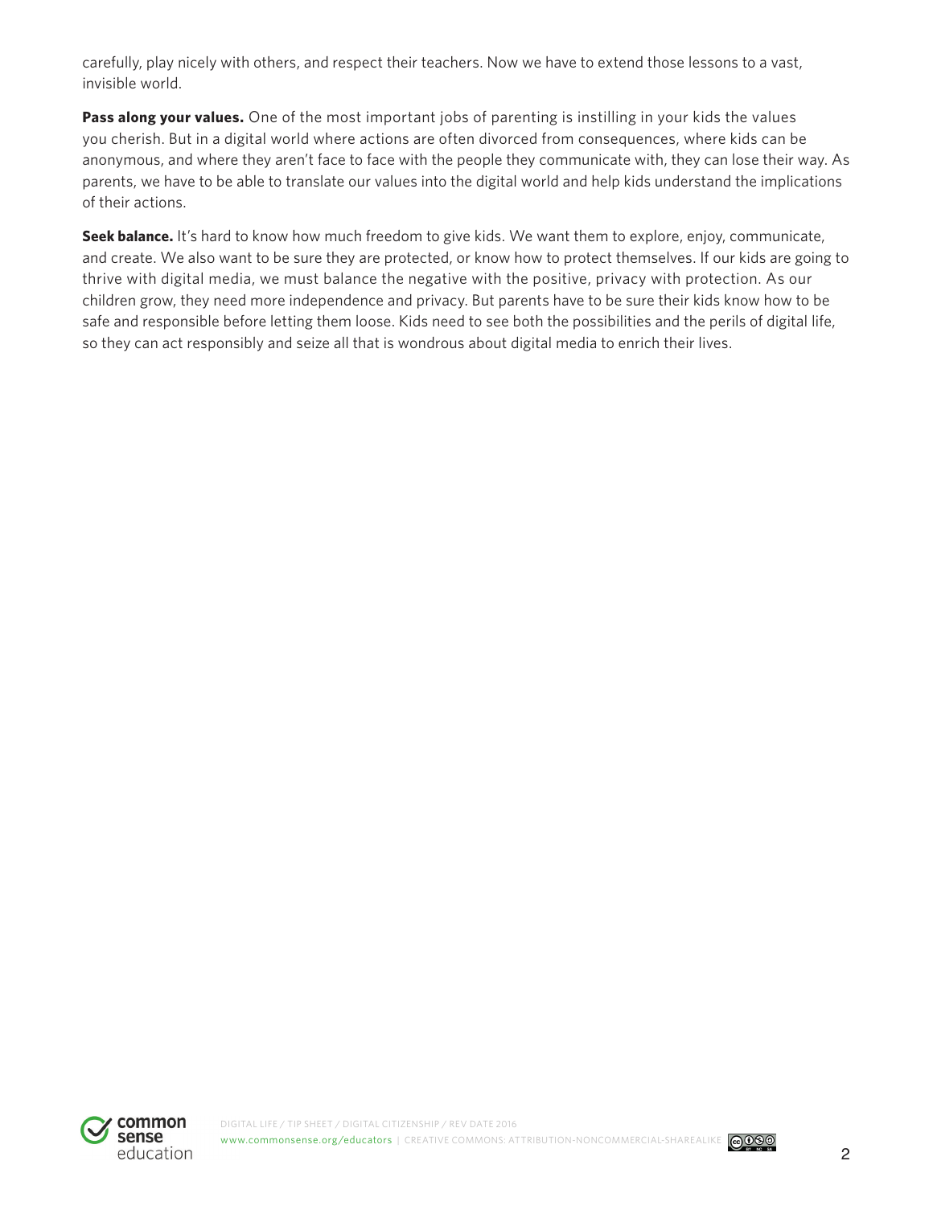carefully, play nicely with others, and respect their teachers. Now we have to extend those lessons to a vast, invisible world.

**Pass along your values.** One of the most important jobs of parenting is instilling in your kids the values you cherish. But in a digital world where actions are often divorced from consequences, where kids can be anonymous, and where they aren't face to face with the people they communicate with, they can lose their way. As parents, we have to be able to translate our values into the digital world and help kids understand the implications of their actions.

**Seek balance.** It's hard to know how much freedom to give kids. We want them to explore, enjoy, communicate, and create. We also want to be sure they are protected, or know how to protect themselves. If our kids are going to thrive with digital media, we must balance the negative with the positive, privacy with protection. As our children grow, they need more independence and privacy. But parents have to be sure their kids know how to be safe and responsible before letting them loose. Kids need to see both the possibilities and the perils of digital life, so they can act responsibly and seize all that is wondrous about digital media to enrich their lives.